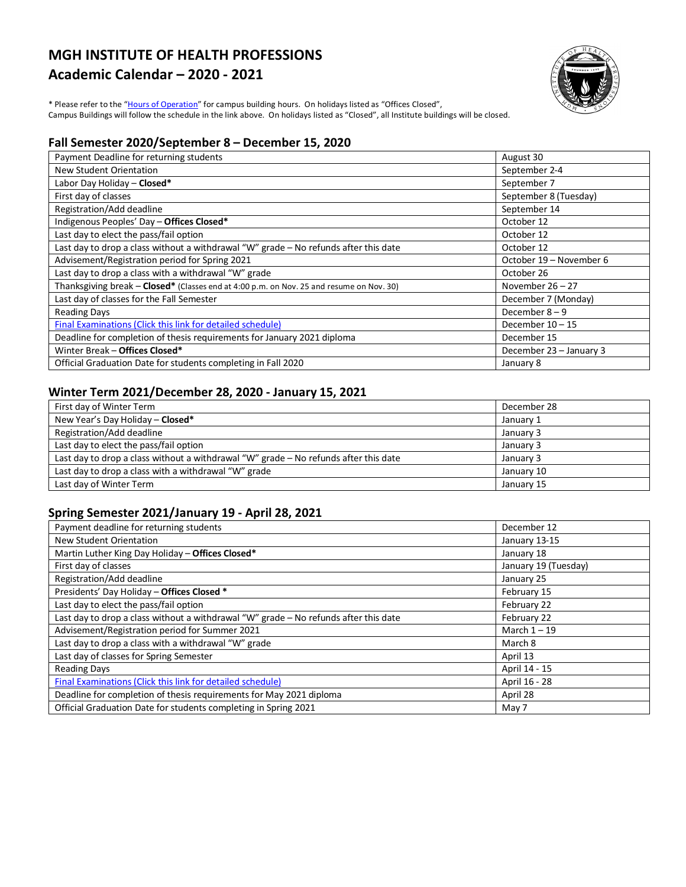# MGH INSTITUTE OF HEALTH PROFESSIONS

## Academic Calendar – 2020 - 2021

* Please refer to the "Hours of Operation" for campus building hours. On holidays listed as "Offices Closed", Campus Buildings will follow the schedule in the link above. On holidays listed as "Closed", all Institute buildings will be closed.

### Fall Semester 2020/September 8 – December 15, 2020

| | |
|---|---|
| Payment Deadline for returning students | August 30 |
| New Student Orientation | September 2-4 |
| Labor Day Holiday – **Closed*** | September 7 |
| First day of classes | September 8 (Tuesday) |
| Registration/Add deadline | September 14 |
| Indigenous Peoples' Day – **Offices Closed*** | October 12 |
| Last day to elect the pass/fail option | October 12 |
| Last day to drop a class without a withdrawal "W" grade – No refunds after this date | October 12 |
| Advisement/Registration period for Spring 2021 | October 19 – November 6 |
| Last day to drop a class with a withdrawal "W" grade | October 26 |
| Thanksgiving break – **Closed*** (Classes end at 4:00 p.m. on Nov. 25 and resume on Nov. 30) | November 26 – 27 |
| Last day of classes for the Fall Semester | December 7 (Monday) |
| Reading Days | December 8 – 9 |
| Final Examinations (Click this link for detailed schedule) | December 10 – 15 |
| Deadline for completion of thesis requirements for January 2021 diploma | December 15 |
| Winter Break – **Offices Closed*** | December 23 – January 3 |
| Official Graduation Date for students completing in Fall 2020 | January 8 |

### Winter Term 2021/December 28, 2020 - January 15, 2021

| | |
|---|---|
| First day of Winter Term | December 28 |
| New Year's Day Holiday – **Closed*** | January 1 |
| Registration/Add deadline | January 3 |
| Last day to elect the pass/fail option | January 3 |
| Last day to drop a class without a withdrawal "W" grade – No refunds after this date | January 3 |
| Last day to drop a class with a withdrawal "W" grade | January 10 |
| Last day of Winter Term | January 15 |

### Spring Semester 2021/January 19 - April 28, 2021

| | |
|---|---|
| Payment deadline for returning students | December 12 |
| New Student Orientation | January 13-15 |
| Martin Luther King Day Holiday – **Offices Closed*** | January 18 |
| First day of classes | January 19 (Tuesday) |
| Registration/Add deadline | January 25 |
| Presidents' Day Holiday – **Offices Closed *** | February 15 |
| Last day to elect the pass/fail option | February 22 |
| Last day to drop a class without a withdrawal "W" grade – No refunds after this date | February 22 |
| Advisement/Registration period for Summer 2021 | March 1 – 19 |
| Last day to drop a class with a withdrawal "W" grade | March 8 |
| Last day of classes for Spring Semester | April 13 |
| Reading Days | April 14 - 15 |
| Final Examinations (Click this link for detailed schedule) | April 16 - 28 |
| Deadline for completion of thesis requirements for May 2021 diploma | April 28 |
| Official Graduation Date for students completing in Spring 2021 | May 7 |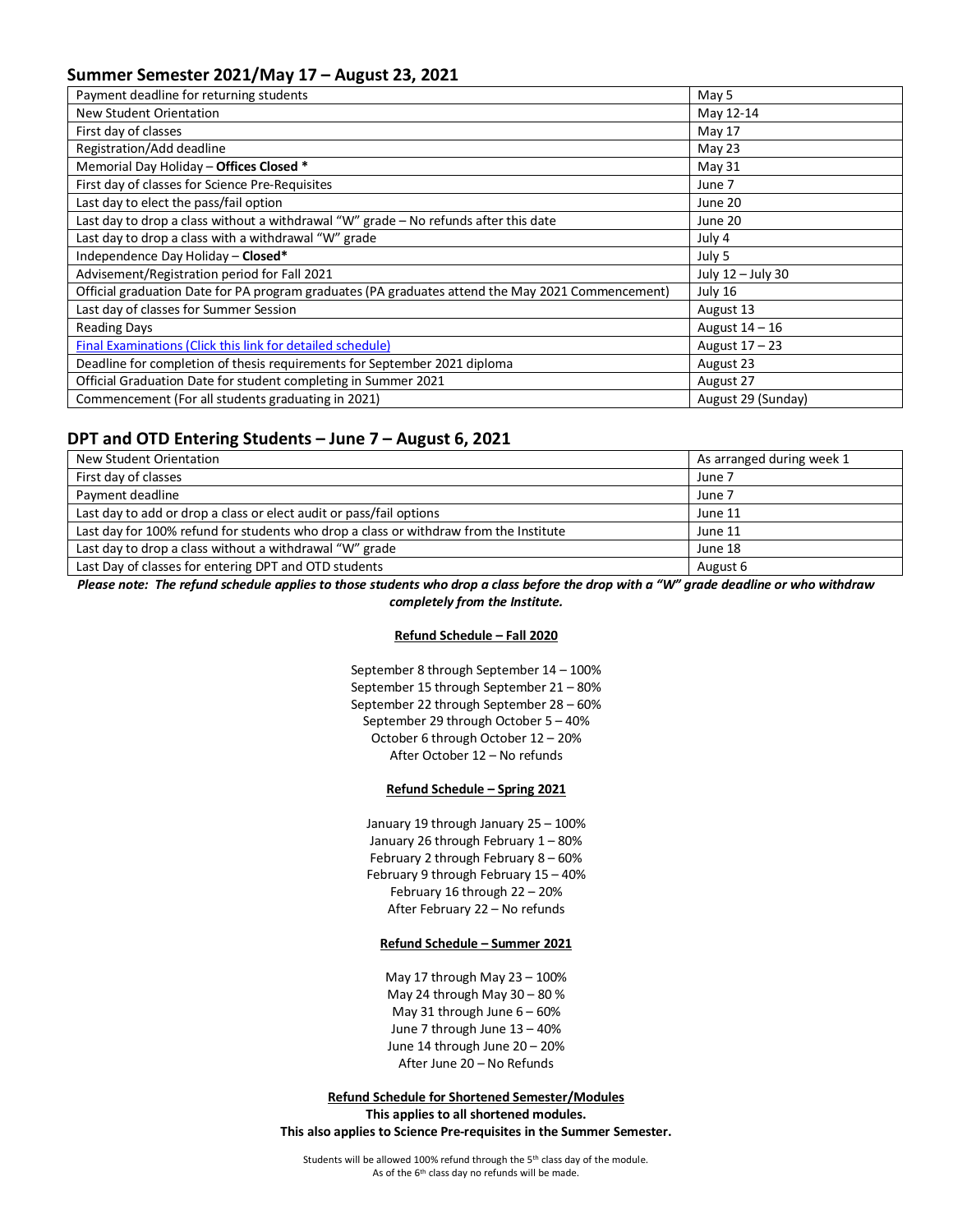## Summer Semester 2021/May 17 – August 23, 2021

| | |
|---|---|
| Payment deadline for returning students | May 5 |
| New Student Orientation | May 12-14 |
| First day of classes | May 17 |
| Registration/Add deadline | May 23 |
| Memorial Day Holiday – **Offices Closed *** | May 31 |
| First day of classes for Science Pre-Requisites | June 7 |
| Last day to elect the pass/fail option | June 20 |
| Last day to drop a class without a withdrawal "W" grade – No refunds after this date | June 20 |
| Last day to drop a class with a withdrawal "W" grade | July 4 |
| Independence Day Holiday – **Closed*** | July 5 |
| Advisement/Registration period for Fall 2021 | July 12 – July 30 |
| Official graduation Date for PA program graduates (PA graduates attend the May 2021 Commencement) | July 16 |
| Last day of classes for Summer Session | August 13 |
| Reading Days | August 14 – 16 |
| [Final Examinations (Click this link for detailed schedule)]() | August 17 – 23 |
| Deadline for completion of thesis requirements for September 2021 diploma | August 23 |
| Official Graduation Date for student completing in Summer 2021 | August 27 |
| Commencement (For all students graduating in 2021) | August 29 (Sunday) |

## DPT and OTD Entering Students – June 7 – August 6, 2021

| | |
|---|---|
| New Student Orientation | As arranged during week 1 |
| First day of classes | June 7 |
| Payment deadline | June 7 |
| Last day to add or drop a class or elect audit or pass/fail options | June 11 |
| Last day for 100% refund for students who drop a class or withdraw from the Institute | June 11 |
| Last day to drop a class without a withdrawal "W" grade | June 18 |
| Last Day of classes for entering DPT and OTD students | August 6 |

***Please note: The refund schedule applies to those students who drop a class before the drop with a "W" grade deadline or who withdraw completely from the Institute.***

**Refund Schedule – Fall 2020**

September 8 through September 14 – 100%
September 15 through September 21 – 80%
September 22 through September 28 – 60%
September 29 through October 5 – 40%
October 6 through October 12 – 20%
After October 12 – No refunds

**Refund Schedule – Spring 2021**

January 19 through January 25 – 100%
January 26 through February 1 – 80%
February 2 through February 8 – 60%
February 9 through February 15 – 40%
February 16 through 22 – 20%
After February 22 – No refunds

**Refund Schedule – Summer 2021**

May 17 through May 23 – 100%
May 24 through May 30 – 80 %
May 31 through June 6 – 60%
June 7 through June 13 – 40%
June 14 through June 20 – 20%
After June 20 – No Refunds

**Refund Schedule for Shortened Semester/Modules**

**This applies to all shortened modules.**
**This also applies to Science Pre-requisites in the Summer Semester.**

Students will be allowed 100% refund through the 5th class day of the module.
As of the 6th class day no refunds will be made.